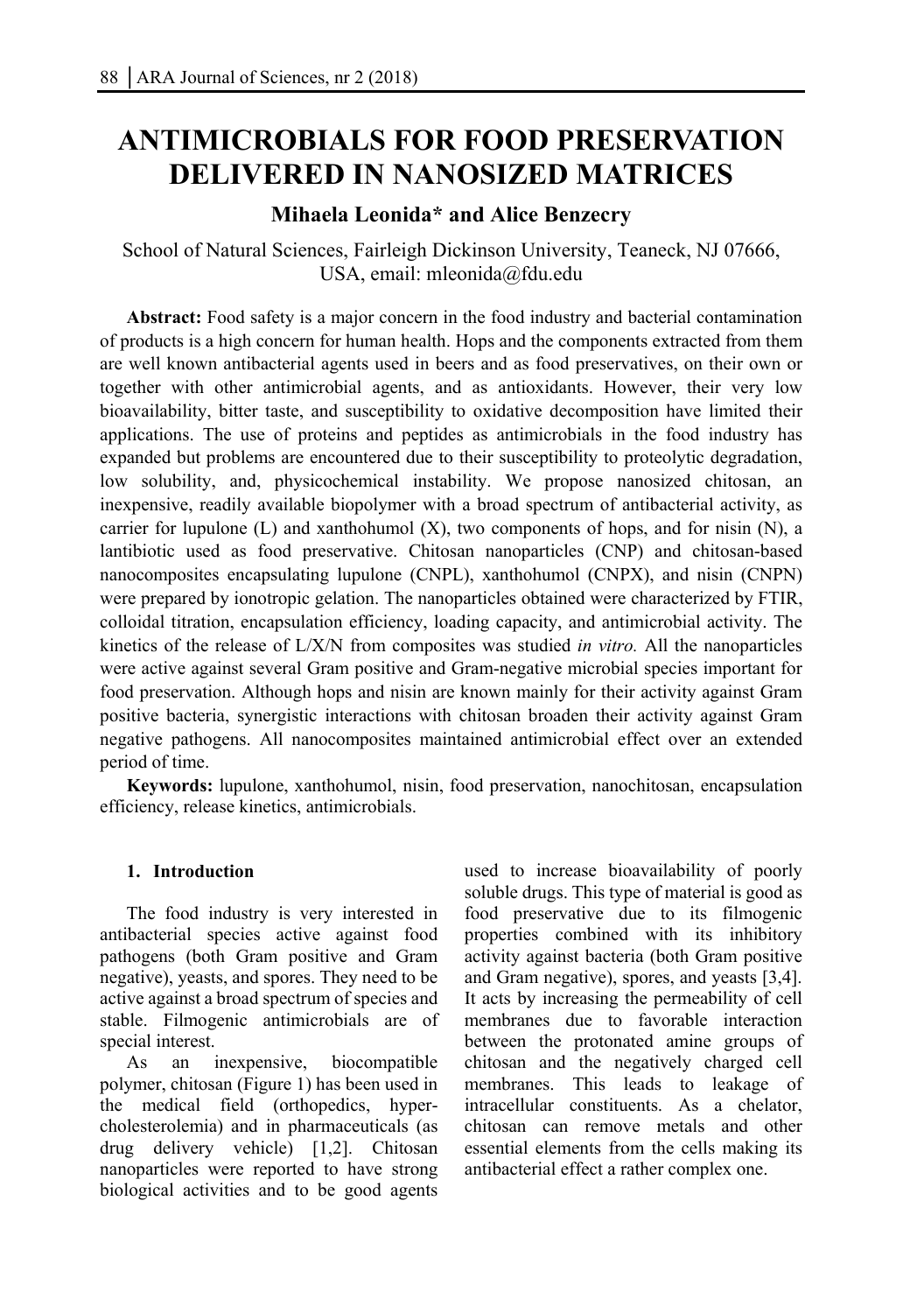# ANTIMICROBIALS FOR FOOD PRESERVATION DELIVERED IN NANOSIZED MATRICES

**Mihaela Leonida* and Alice Benzecry**

School of Natural Sciences, Fairleigh Dickinson University, Teaneck, NJ 07666, USA, email: mleonida@fdu.edu

**Abstract:** Food safety is a major concern in the food industry and bacterial contamination of products is a high concern for human health. Hops and the components extracted from them are well known antibacterial agents used in beers and as food preservatives, on their own or together with other antimicrobial agents, and as antioxidants. However, their very low bioavailability, bitter taste, and susceptibility to oxidative decomposition have limited their applications. The use of proteins and peptides as antimicrobials in the food industry has expanded but problems are encountered due to their susceptibility to proteolytic degradation, low solubility, and, physicochemical instability. We propose nanosized chitosan, an inexpensive, readily available biopolymer with a broad spectrum of antibacterial activity, as carrier for lupulone (L) and xanthohumol (X), two components of hops, and for nisin (N), a lantibiotic used as food preservative. Chitosan nanoparticles (CNP) and chitosan-based nanocomposites encapsulating lupulone (CNPL), xanthohumol (CNPX), and nisin (CNPN) were prepared by ionotropic gelation. The nanoparticles obtained were characterized by FTIR, colloidal titration, encapsulation efficiency, loading capacity, and antimicrobial activity. The kinetics of the release of L/X/N from composites was studied *in vitro.* All the nanoparticles were active against several Gram positive and Gram-negative microbial species important for food preservation. Although hops and nisin are known mainly for their activity against Gram positive bacteria, synergistic interactions with chitosan broaden their activity against Gram negative pathogens. All nanocomposites maintained antimicrobial effect over an extended period of time.

**Keywords:** lupulone, xanthohumol, nisin, food preservation, nanochitosan, encapsulation efficiency, release kinetics, antimicrobials.

## 1. Introduction

The food industry is very interested in antibacterial species active against food pathogens (both Gram positive and Gram negative), yeasts, and spores. They need to be active against a broad spectrum of species and stable. Filmogenic antimicrobials are of special interest.

As an inexpensive, biocompatible polymer, chitosan (Figure 1) has been used in the medical field (orthopedics, hyper-cholesterolemia) and in pharmaceuticals (as drug delivery vehicle) [1,2]. Chitosan nanoparticles were reported to have strong biological activities and to be good agents used to increase bioavailability of poorly soluble drugs. This type of material is good as food preservative due to its filmogenic properties combined with its inhibitory activity against bacteria (both Gram positive and Gram negative), spores, and yeasts [3,4]. It acts by increasing the permeability of cell membranes due to favorable interaction between the protonated amine groups of chitosan and the negatively charged cell membranes. This leads to leakage of intracellular constituents. As a chelator, chitosan can remove metals and other essential elements from the cells making its antibacterial effect a rather complex one.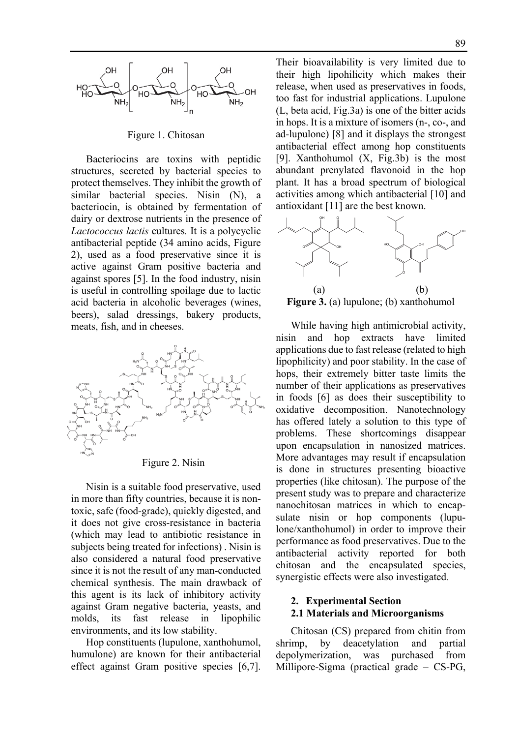Figure 1. Chitosan

Bacteriocins are toxins with peptidic structures, secreted by bacterial species to protect themselves. They inhibit the growth of similar bacterial species. Nisin (N), a bacteriocin, is obtained by fermentation of dairy or dextrose nutrients in the presence of *Lactococcus lactis* cultures*.* It is a polycyclic antibacterial peptide (34 amino acids, Figure 2), used as a food preservative since it is active against Gram positive bacteria and against spores [5]. In the food industry, nisin is useful in controlling spoilage due to lactic acid bacteria in alcoholic beverages (wines, beers), salad dressings, bakery products, meats, fish, and in cheeses.

Figure 2. Nisin

Nisin is a suitable food preservative, used in more than fifty countries, because it is non-toxic, safe (food-grade), quickly digested, and it does not give cross-resistance in bacteria (which may lead to antibiotic resistance in subjects being treated for infections) . Nisin is also considered a natural food preservative since it is not the result of any man-conducted chemical synthesis. The main drawback of this agent is its lack of inhibitory activity against Gram negative bacteria, yeasts, and molds, its fast release in lipophilic environments, and its low stability.

Hop constituents (lupulone, xanthohumol, humulone) are known for their antibacterial effect against Gram positive species [6,7]. Their bioavailability is very limited due to their high lipohilicity which makes their release, when used as preservatives in foods, too fast for industrial applications. Lupulone (L, beta acid, Fig.3a) is one of the bitter acids in hops. It is a mixture of isomers (n-, co-, and ad-lupulone) [8] and it displays the strongest antibacterial effect among hop constituents [9]. Xanthohumol (X, Fig.3b) is the most abundant prenylated flavonoid in the hop plant. It has a broad spectrum of biological activities among which antibacterial [10] and antioxidant [11] are the best known.

(a) (b)

**Figure 3.** (a) lupulone; (b) xanthohumol

While having high antimicrobial activity, nisin and hop extracts have limited applications due to fast release (related to high lipophilicity) and poor stability. In the case of hops, their extremely bitter taste limits the number of their applications as preservatives in foods [6] as does their susceptibility to oxidative decomposition. Nanotechnology has offered lately a solution to this type of problems. These shortcomings disappear upon encapsulation in nanosized matrices. More advantages may result if encapsulation is done in structures presenting bioactive properties (like chitosan). The purpose of the present study was to prepare and characterize nanochitosan matrices in which to encapsulate nisin or hop components (lupulone/xanthohumol) in order to improve their performance as food preservatives. Due to the antibacterial activity reported for both chitosan and the encapsulated species, synergistic effects were also investigated.

## 2. Experimental Section

### 2.1 Materials and Microorganisms

Chitosan (CS) prepared from chitin from shrimp, by deacetylation and partial depolymerization, was purchased from Millipore-Sigma (practical grade – CS-PG,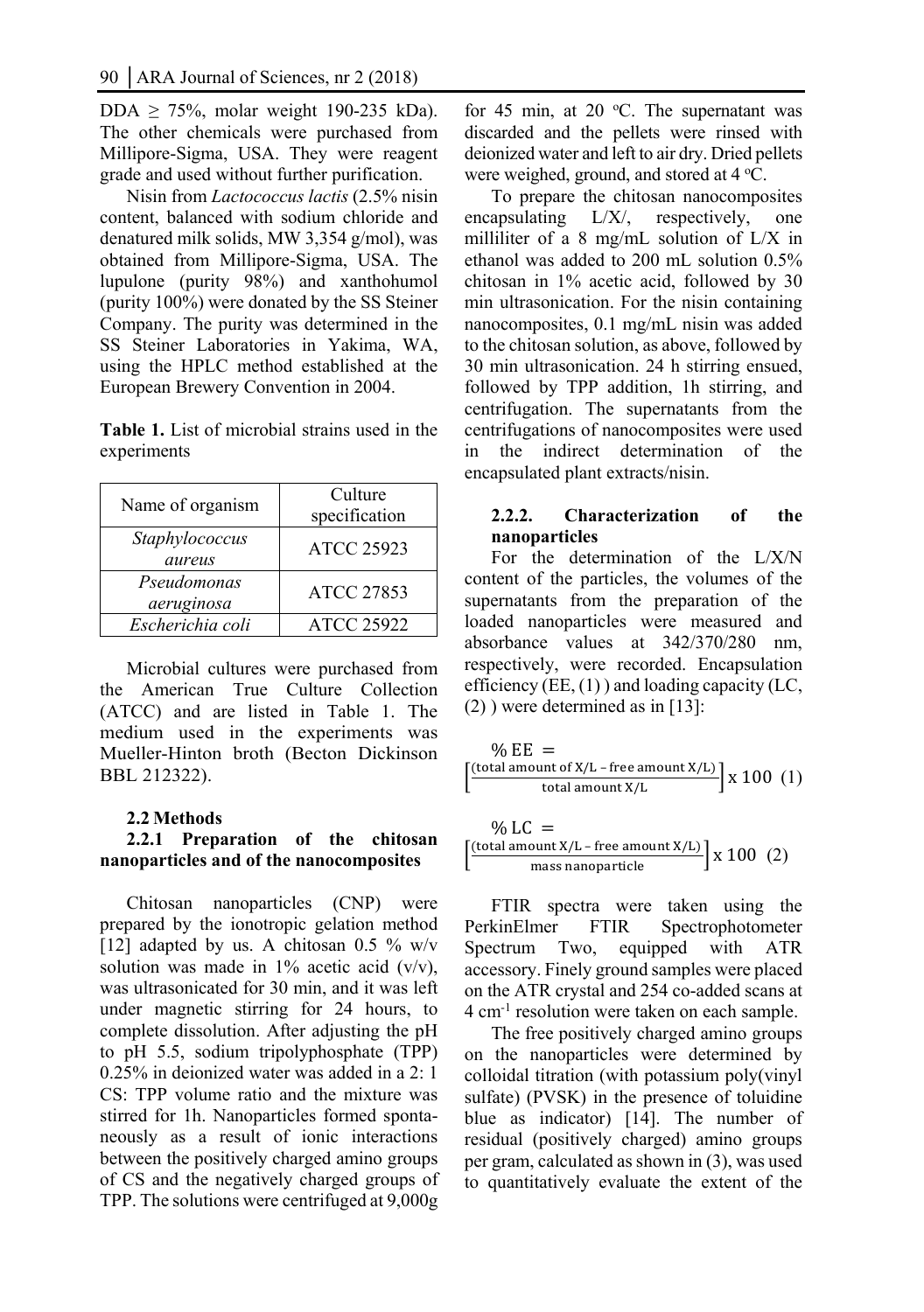DDA ≥ 75%, molar weight 190-235 kDa). The other chemicals were purchased from Millipore-Sigma, USA. They were reagent grade and used without further purification.

Nisin from *Lactococcus lactis* (2.5% nisin content, balanced with sodium chloride and denatured milk solids, MW 3,354 g/mol), was obtained from Millipore-Sigma, USA. The lupulone (purity 98%) and xanthohumol (purity 100%) were donated by the SS Steiner Company. The purity was determined in the SS Steiner Laboratories in Yakima, WA, using the HPLC method established at the European Brewery Convention in 2004.

**Table 1.** List of microbial strains used in the experiments

| Name of organism | Culture specification |
|---|---|
| *Staphylococcus aureus* | ATCC 25923 |
| *Pseudomonas aeruginosa* | ATCC 27853 |
| *Escherichia coli* | ATCC 25922 |

Microbial cultures were purchased from the American True Culture Collection (ATCC) and are listed in Table 1. The medium used in the experiments was Mueller-Hinton broth (Becton Dickinson BBL 212322).

### 2.2 Methods

#### 2.2.1 Preparation of the chitosan nanoparticles and of the nanocomposites

Chitosan nanoparticles (CNP) were prepared by the ionotropic gelation method [12] adapted by us. A chitosan 0.5 % w/v solution was made in 1% acetic acid (v/v), was ultrasonicated for 30 min, and it was left under magnetic stirring for 24 hours, to complete dissolution. After adjusting the pH to pH 5.5, sodium tripolyphosphate (TPP) 0.25% in deionized water was added in a 2: 1 CS: TPP volume ratio and the mixture was stirred for 1h. Nanoparticles formed spontaneously as a result of ionic interactions between the positively charged amino groups of CS and the negatively charged groups of TPP. The solutions were centrifuged at 9,000g for 45 min, at 20 °C. The supernatant was discarded and the pellets were rinsed with deionized water and left to air dry. Dried pellets were weighed, ground, and stored at 4 °C.

To prepare the chitosan nanocomposites encapsulating L/X/, respectively, one milliliter of a 8 mg/mL solution of L/X in ethanol was added to 200 mL solution 0.5% chitosan in 1% acetic acid, followed by 30 min ultrasonication. For the nisin containing nanocomposites, 0.1 mg/mL nisin was added to the chitosan solution, as above, followed by 30 min ultrasonication. 24 h stirring ensued, followed by TPP addition, 1h stirring, and centrifugation. The supernatants from the centrifugations of nanocomposites were used in the indirect determination of the encapsulated plant extracts/nisin.

#### 2.2.2. Characterization of the nanoparticles

For the determination of the L/X/N content of the particles, the volumes of the supernatants from the preparation of the loaded nanoparticles were measured and absorbance values at 342/370/280 nm, respectively, were recorded. Encapsulation efficiency (EE, (1) ) and loading capacity (LC, (2) ) were determined as in [13]:

$$\%\,\mathrm{EE} = \left[\frac{\text{total amount of X/L} - \text{free amount X/L}}{\text{total amount X/L}}\right] \times 100 \quad (1)$$

$$\%\,\mathrm{LC} = \left[\frac{\text{total amount X/L} - \text{free amount X/L}}{\text{mass nanoparticle}}\right] \times 100 \quad (2)$$

FTIR spectra were taken using the PerkinElmer FTIR Spectrophotometer Spectrum Two, equipped with ATR accessory. Finely ground samples were placed on the ATR crystal and 254 co-added scans at 4 $cm^{-1}$ resolution were taken on each sample.

The free positively charged amino groups on the nanoparticles were determined by colloidal titration (with potassium poly(vinyl sulfate) (PVSK) in the presence of toluidine blue as indicator) [14]. The number of residual (positively charged) amino groups per gram, calculated as shown in (3), was used to quantitatively evaluate the extent of the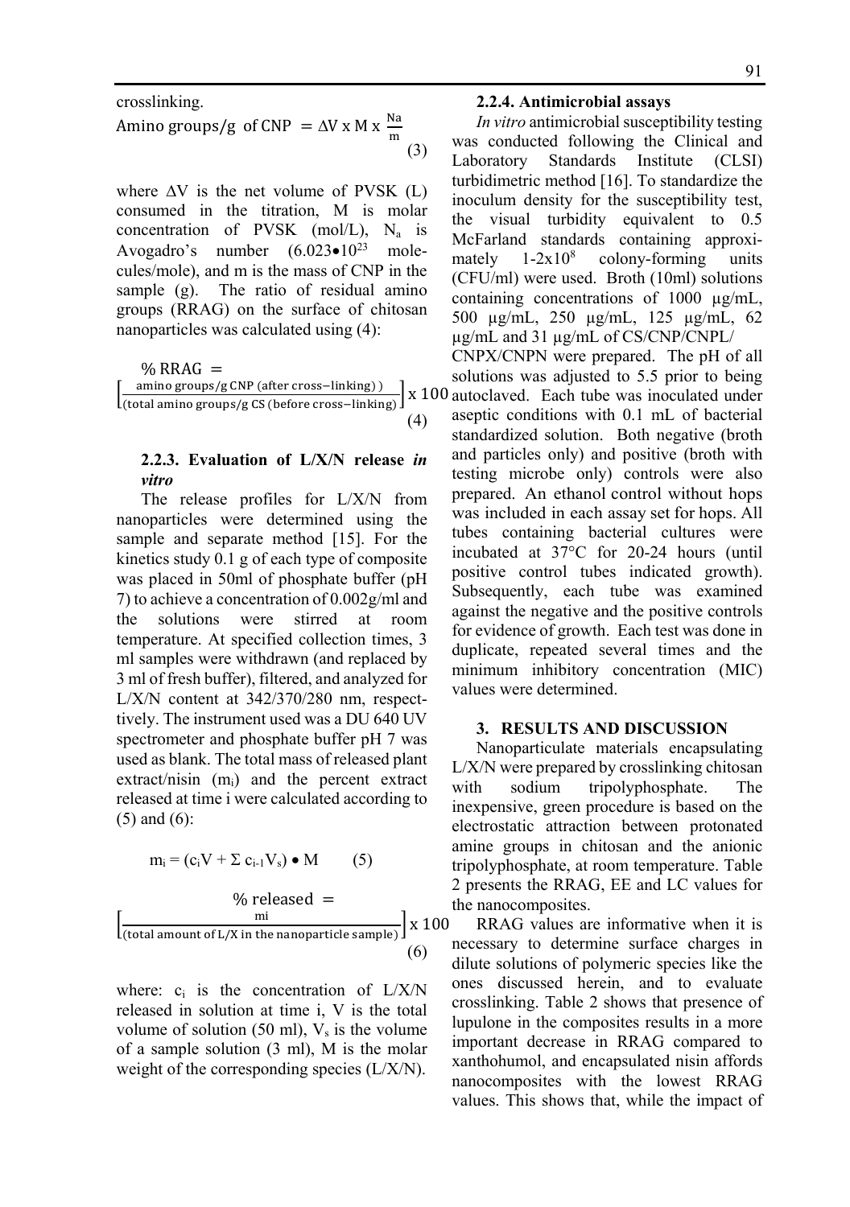crosslinking.

$$\text{Amino groups/g of CNP} = \Delta V \times M \times \frac{N_a}{m} \quad (3)$$

where $\Delta V$ is the net volume of PVSK (L) consumed in the titration, M is molar concentration of PVSK (mol/L), $N_a$ is Avogadro's number ($6.023 \bullet 10^{23}$ molecules/mole), and m is the mass of CNP in the sample (g). The ratio of residual amino groups (RRAG) on the surface of chitosan nanoparticles was calculated using (4):

$$\% \text{ RRAG} = \left[\frac{\text{amino groups/g CNP (after cross-linking)}}{\text{(total amino groups/g CS (before cross-linking)}}\right] \times 100 \quad (4)$$

### 2.2.3. Evaluation of L/X/N release *in vitro*

The release profiles for L/X/N from nanoparticles were determined using the sample and separate method [15]. For the kinetics study 0.1 g of each type of composite was placed in 50ml of phosphate buffer (pH 7) to achieve a concentration of 0.002g/ml and the solutions were stirred at room temperature. At specified collection times, 3 ml samples were withdrawn (and replaced by 3 ml of fresh buffer), filtered, and analyzed for L/X/N content at 342/370/280 nm, respectively. The instrument used was a DU 640 UV spectrometer and phosphate buffer pH 7 was used as blank. The total mass of released plant extract/nisin ($m_i$) and the percent extract released at time i were calculated according to (5) and (6):

$$m_i = (c_i V + \Sigma\, c_{i-1} V_s) \bullet M \quad (5)$$

$$\% \text{ released} = \left[\frac{m_i}{\text{(total amount of L/X in the nanoparticle sample)}}\right] \times 100 \quad (6)$$

where: $c_i$ is the concentration of L/X/N released in solution at time i, V is the total volume of solution (50 ml), $V_s$ is the volume of a sample solution (3 ml), M is the molar weight of the corresponding species (L/X/N).

### 2.2.4. Antimicrobial assays

*In vitro* antimicrobial susceptibility testing was conducted following the Clinical and Laboratory Standards Institute (CLSI) turbidimetric method [16]. To standardize the inoculum density for the susceptibility test, the visual turbidity equivalent to 0.5 McFarland standards containing approximately $1\text{-}2 \times 10^8$ colony-forming units (CFU/ml) were used. Broth (10ml) solutions containing concentrations of 1000 μg/mL, 500 μg/mL, 250 μg/mL, 125 μg/mL, 62 μg/mL and 31 μg/mL of CS/CNP/CNPL/CNPX/CNPN were prepared. The pH of all solutions was adjusted to 5.5 prior to being autoclaved. Each tube was inoculated under aseptic conditions with 0.1 mL of bacterial standardized solution. Both negative (broth and particles only) and positive (broth with testing microbe only) controls were also prepared. An ethanol control without hops was included in each assay set for hops. All tubes containing bacterial cultures were incubated at 37°C for 20-24 hours (until positive control tubes indicated growth). Subsequently, each tube was examined against the negative and the positive controls for evidence of growth. Each test was done in duplicate, repeated several times and the minimum inhibitory concentration (MIC) values were determined.

## 3. RESULTS AND DISCUSSION

Nanoparticulate materials encapsulating L/X/N were prepared by crosslinking chitosan with sodium tripolyphosphate. The inexpensive, green procedure is based on the electrostatic attraction between protonated amine groups in chitosan and the anionic tripolyphosphate, at room temperature. Table 2 presents the RRAG, EE and LC values for the nanocomposites.

RRAG values are informative when it is necessary to determine surface charges in dilute solutions of polymeric species like the ones discussed herein, and to evaluate crosslinking. Table 2 shows that presence of lupulone in the composites results in a more important decrease in RRAG compared to xanthohumol, and encapsulated nisin affords nanocomposites with the lowest RRAG values. This shows that, while the impact of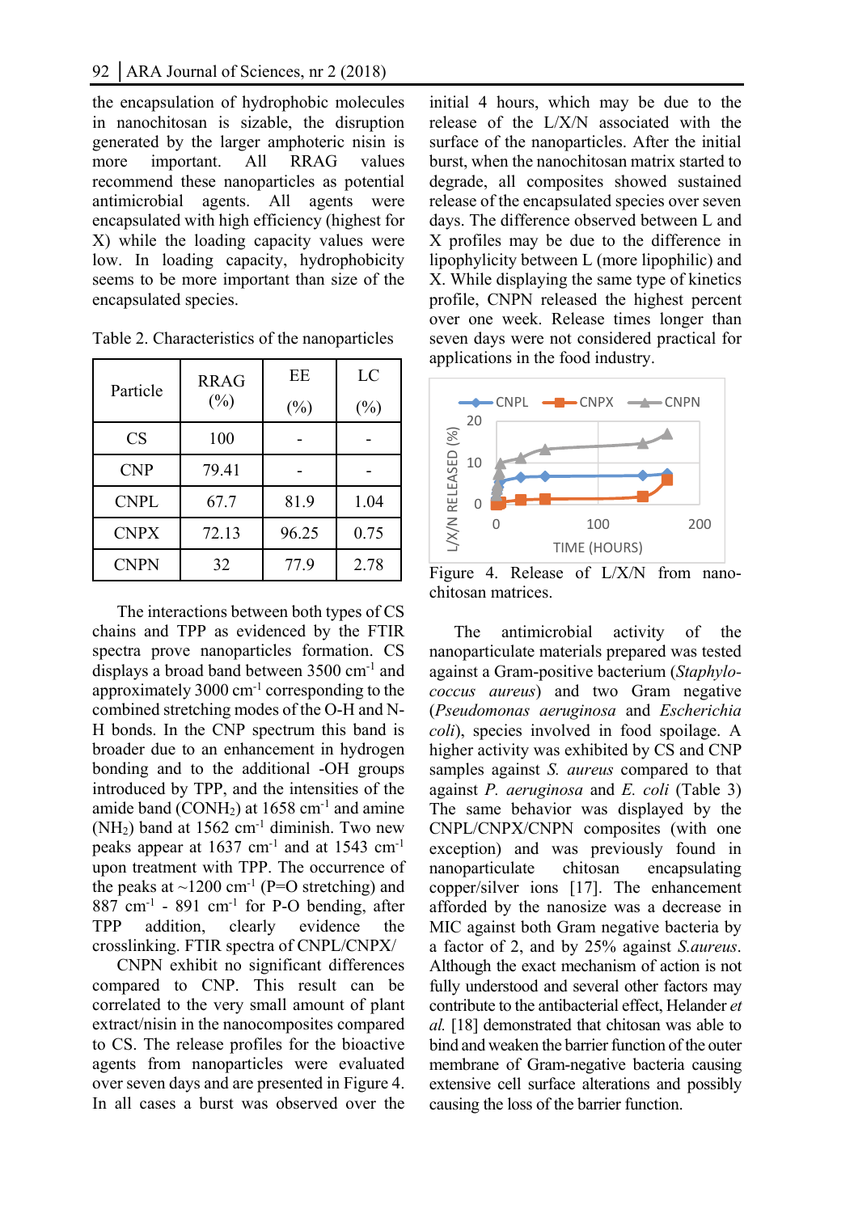the encapsulation of hydrophobic molecules in nanochitosan is sizable, the disruption generated by the larger amphoteric nisin is more important. All RRAG values recommend these nanoparticles as potential antimicrobial agents. All agents were encapsulated with high efficiency (highest for X) while the loading capacity values were low. In loading capacity, hydrophobicity seems to be more important than size of the encapsulated species.

Table 2. Characteristics of the nanoparticles

| Particle | RRAG (%) | EE (%) | LC (%) |
|---|---|---|---|
| CS | 100 | - | - |
| CNP | 79.41 | - | - |
| CNPL | 67.7 | 81.9 | 1.04 |
| CNPX | 72.13 | 96.25 | 0.75 |
| CNPN | 32 | 77.9 | 2.78 |

The interactions between both types of CS chains and TPP as evidenced by the FTIR spectra prove nanoparticles formation. CS displays a broad band between 3500 $cm^{-1}$ and approximately 3000 $cm^{-1}$ corresponding to the combined stretching modes of the O-H and N-H bonds. In the CNP spectrum this band is broader due to an enhancement in hydrogen bonding and to the additional -OH groups introduced by TPP, and the intensities of the amide band ($CONH_2$) at 1658 $cm^{-1}$ and amine ($NH_2$) band at 1562 $cm^{-1}$ diminish. Two new peaks appear at 1637 $cm^{-1}$ and at 1543 $cm^{-1}$ upon treatment with TPP. The occurrence of the peaks at ~1200 $cm^{-1}$ (P=O stretching) and 887 $cm^{-1}$ - 891 $cm^{-1}$ for P-O bending, after TPP addition, clearly evidence the crosslinking. FTIR spectra of CNPL/CNPX/CNPN exhibit no significant differences compared to CNP. This result can be correlated to the very small amount of plant extract/nisin in the nanocomposites compared to CS. The release profiles for the bioactive agents from nanoparticles were evaluated over seven days and are presented in Figure 4. In all cases a burst was observed over the initial 4 hours, which may be due to the release of the L/X/N associated with the surface of the nanoparticles. After the initial burst, when the nanochitosan matrix started to degrade, all composites showed sustained release of the encapsulated species over seven days. The difference observed between L and X profiles may be due to the difference in lipophylicity between L (more lipophilic) and X. While displaying the same type of kinetics profile, CNPN released the highest percent over one week. Release times longer than seven days were not considered practical for applications in the food industry.

Figure 4. Release of L/X/N from nano-chitosan matrices.

The antimicrobial activity of the nanoparticulate materials prepared was tested against a Gram-positive bacterium (*Staphylococcus aureus*) and two Gram negative (*Pseudomonas aeruginosa* and *Escherichia coli*), species involved in food spoilage. A higher activity was exhibited by CS and CNP samples against *S. aureus* compared to that against *P. aeruginosa* and *E. coli* (Table 3) The same behavior was displayed by the CNPL/CNPX/CNPN composites (with one exception) and was previously found in nanoparticulate chitosan encapsulating copper/silver ions [17]. The enhancement afforded by the nanosize was a decrease in MIC against both Gram negative bacteria by a factor of 2, and by 25% against *S.aureus*. Although the exact mechanism of action is not fully understood and several other factors may contribute to the antibacterial effect, Helander *et al.* [18] demonstrated that chitosan was able to bind and weaken the barrier function of the outer membrane of Gram-negative bacteria causing extensive cell surface alterations and possibly causing the loss of the barrier function.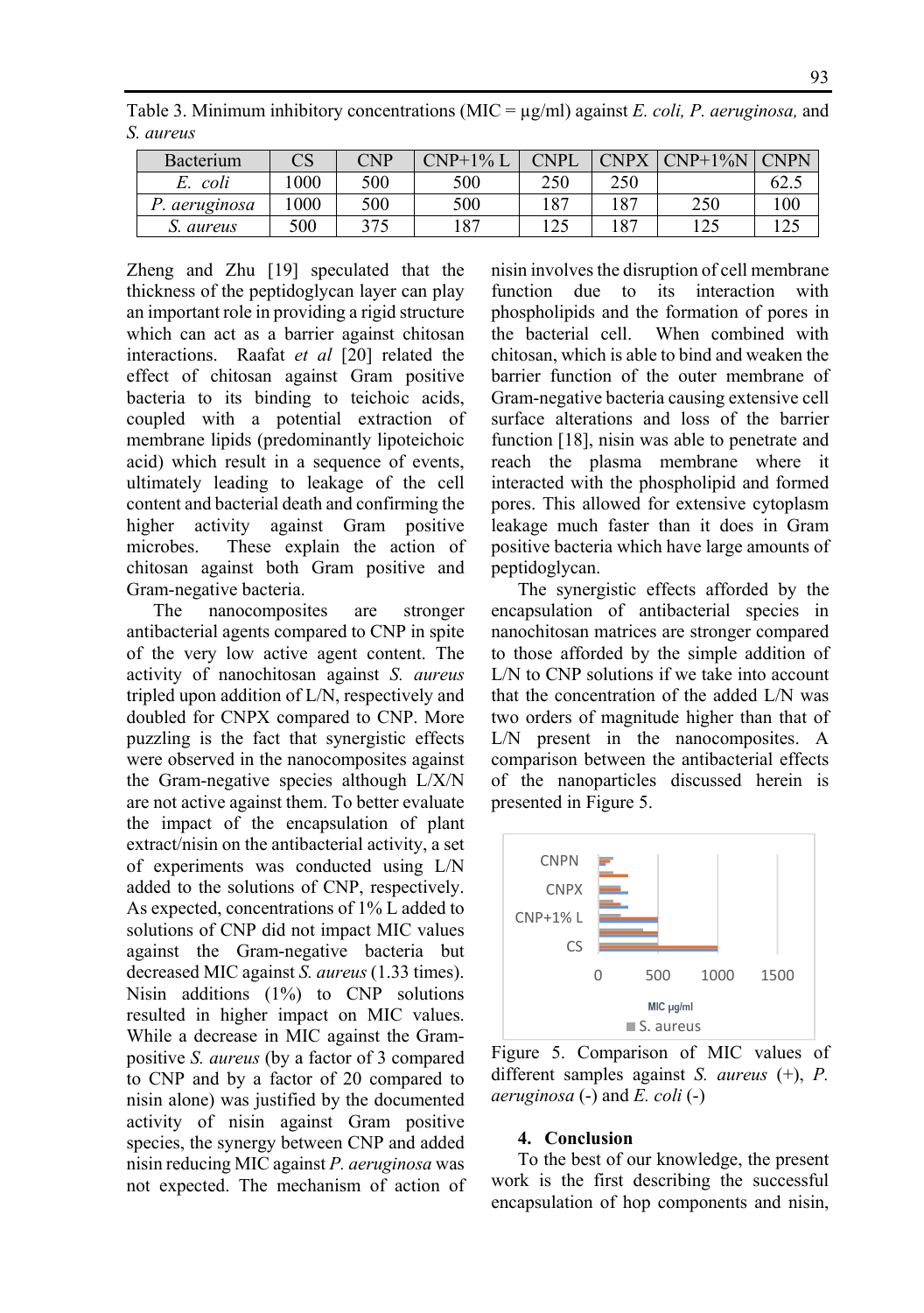Table 3. Minimum inhibitory concentrations (MIC = μg/ml) against *E. coli, P. aeruginosa,* and *S. aureus*

| Bacterium | CS | CNP | CNP+1% L | CNPL | CNPX | CNP+1%N | CNPN |
|---|---|---|---|---|---|---|---|
| *E. coli* | 1000 | 500 | 500 | 250 | 250 | | 62.5 |
| *P. aeruginosa* | 1000 | 500 | 500 | 187 | 187 | 250 | 100 |
| *S. aureus* | 500 | 375 | 187 | 125 | 187 | 125 | 125 |

Zheng and Zhu [19] speculated that the thickness of the peptidoglycan layer can play an important role in providing a rigid structure which can act as a barrier against chitosan interactions. Raafat *et al* [20] related the effect of chitosan against Gram positive bacteria to its binding to teichoic acids, coupled with a potential extraction of membrane lipids (predominantly lipoteichoic acid) which result in a sequence of events, ultimately leading to leakage of the cell content and bacterial death and confirming the higher activity against Gram positive microbes. These explain the action of chitosan against both Gram positive and Gram-negative bacteria.

The nanocomposites are stronger antibacterial agents compared to CNP in spite of the very low active agent content. The activity of nanochitosan against *S. aureus* tripled upon addition of L/N, respectively and doubled for CNPX compared to CNP. More puzzling is the fact that synergistic effects were observed in the nanocomposites against the Gram-negative species although L/X/N are not active against them. To better evaluate the impact of the encapsulation of plant extract/nisin on the antibacterial activity, a set of experiments was conducted using L/N added to the solutions of CNP, respectively. As expected, concentrations of 1% L added to solutions of CNP did not impact MIC values against the Gram-negative bacteria but decreased MIC against *S. aureus* (1.33 times). Nisin additions (1%) to CNP solutions resulted in higher impact on MIC values. While a decrease in MIC against the Gram-positive *S. aureus* (by a factor of 3 compared to CNP and by a factor of 20 compared to nisin alone) was justified by the documented activity of nisin against Gram positive species, the synergy between CNP and added nisin reducing MIC against *P. aeruginosa* was not expected. The mechanism of action of nisin involves the disruption of cell membrane function due to its interaction with phospholipids and the formation of pores in the bacterial cell. When combined with chitosan, which is able to bind and weaken the barrier function of the outer membrane of Gram-negative bacteria causing extensive cell surface alterations and loss of the barrier function [18], nisin was able to penetrate and reach the plasma membrane where it interacted with the phospholipid and formed pores. This allowed for extensive cytoplasm leakage much faster than it does in Gram positive bacteria which have large amounts of peptidoglycan.

The synergistic effects afforded by the encapsulation of antibacterial species in nanochitosan matrices are stronger compared to those afforded by the simple addition of L/N to CNP solutions if we take into account that the concentration of the added L/N was two orders of magnitude higher than that of L/N present in the nanocomposites. A comparison between the antibacterial effects of the nanoparticles discussed herein is presented in Figure 5.

Figure 5. Comparison of MIC values of different samples against *S. aureus* (+), *P. aeruginosa* (-) and *E. coli* (-)

## 4. Conclusion

To the best of our knowledge, the present work is the first describing the successful encapsulation of hop components and nisin,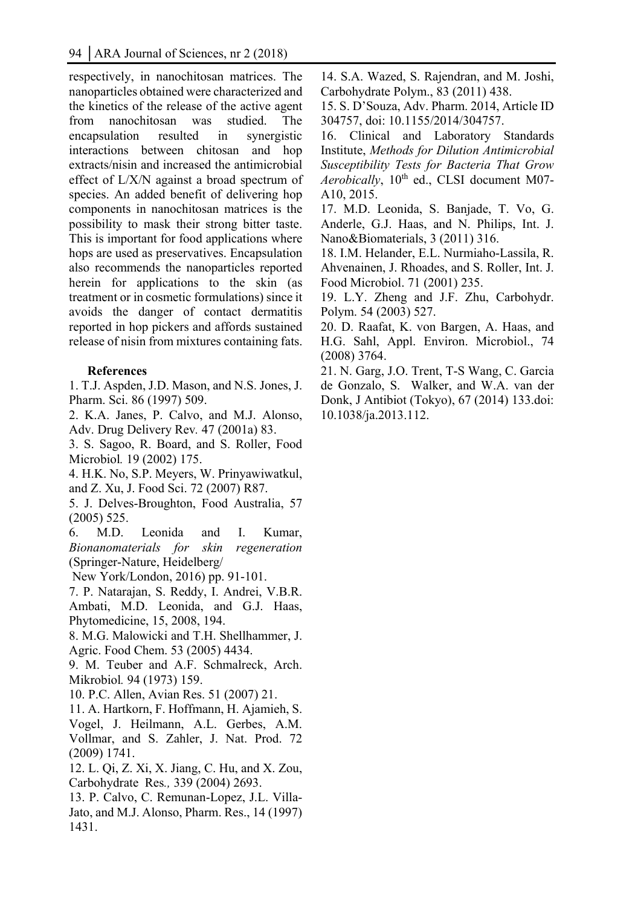respectively, in nanochitosan matrices. The nanoparticles obtained were characterized and the kinetics of the release of the active agent from nanochitosan was studied. The encapsulation resulted in synergistic interactions between chitosan and hop extracts/nisin and increased the antimicrobial effect of L/X/N against a broad spectrum of species. An added benefit of delivering hop components in nanochitosan matrices is the possibility to mask their strong bitter taste. This is important for food applications where hops are used as preservatives. Encapsulation also recommends the nanoparticles reported herein for applications to the skin (as treatment or in cosmetic formulations) since it avoids the danger of contact dermatitis reported in hop pickers and affords sustained release of nisin from mixtures containing fats.

**References**

1. T.J. Aspden, J.D. Mason, and N.S. Jones, J. Pharm. Sci. 86 (1997) 509.
2. K.A. Janes, P. Calvo, and M.J. Alonso, Adv. Drug Delivery Rev. 47 (2001a) 83.
3. S. Sagoo, R. Board, and S. Roller, Food Microbiol*.* 19 (2002) 175.
4. H.K. No, S.P. Meyers, W. Prinyawiwatkul, and Z. Xu, J. Food Sci. 72 (2007) R87.
5. J. Delves-Broughton, Food Australia, 57 (2005) 525.
6. M.D. Leonida and I. Kumar, *Bionanomaterials for skin regeneration* (Springer-Nature, Heidelberg/ New York/London, 2016) pp. 91-101.
7. P. Natarajan, S. Reddy, I. Andrei, V.B.R. Ambati, M.D. Leonida, and G.J. Haas, Phytomedicine, 15, 2008, 194.
8. M.G. Malowicki and T.H. Shellhammer, J. Agric. Food Chem. 53 (2005) 4434.
9. M. Teuber and A.F. Schmalreck, Arch. Mikrobiol*.* 94 (1973) 159.
10. P.C. Allen, Avian Res. 51 (2007) 21.
11. A. Hartkorn, F. Hoffmann, H. Ajamieh, S. Vogel, J. Heilmann, A.L. Gerbes, A.M. Vollmar, and S. Zahler, J. Nat. Prod. 72 (2009) 1741.
12. L. Qi, Z. Xi, X. Jiang, C. Hu, and X. Zou, Carbohydrate Res*.,* 339 (2004) 2693.
13. P. Calvo, C. Remunan-Lopez, J.L. Villa-Jato, and M.J. Alonso, Pharm. Res., 14 (1997) 1431.
14. S.A. Wazed, S. Rajendran, and M. Joshi, Carbohydrate Polym., 83 (2011) 438.
15. S. D'Souza, Adv. Pharm. 2014, Article ID 304757, doi: 10.1155/2014/304757.
16. Clinical and Laboratory Standards Institute, *Methods for Dilution Antimicrobial Susceptibility Tests for Bacteria That Grow Aerobically*, 10th ed., CLSI document M07-A10, 2015.
17. M.D. Leonida, S. Banjade, T. Vo, G. Anderle, G.J. Haas, and N. Philips, Int. J. Nano&Biomaterials, 3 (2011) 316.
18. I.M. Helander, E.L. Nurmiaho-Lassila, R. Ahvenainen, J. Rhoades, and S. Roller, Int. J. Food Microbiol. 71 (2001) 235.
19. L.Y. Zheng and J.F. Zhu, Carbohydr. Polym. 54 (2003) 527.
20. D. Raafat, K. von Bargen, A. Haas, and H.G. Sahl, Appl. Environ. Microbiol., 74 (2008) 3764.
21. N. Garg, J.O. Trent, T-S Wang, C. Garcia de Gonzalo, S. Walker, and W.A. van der Donk, J Antibiot (Tokyo), 67 (2014) 133.doi: 10.1038/ja.2013.112.